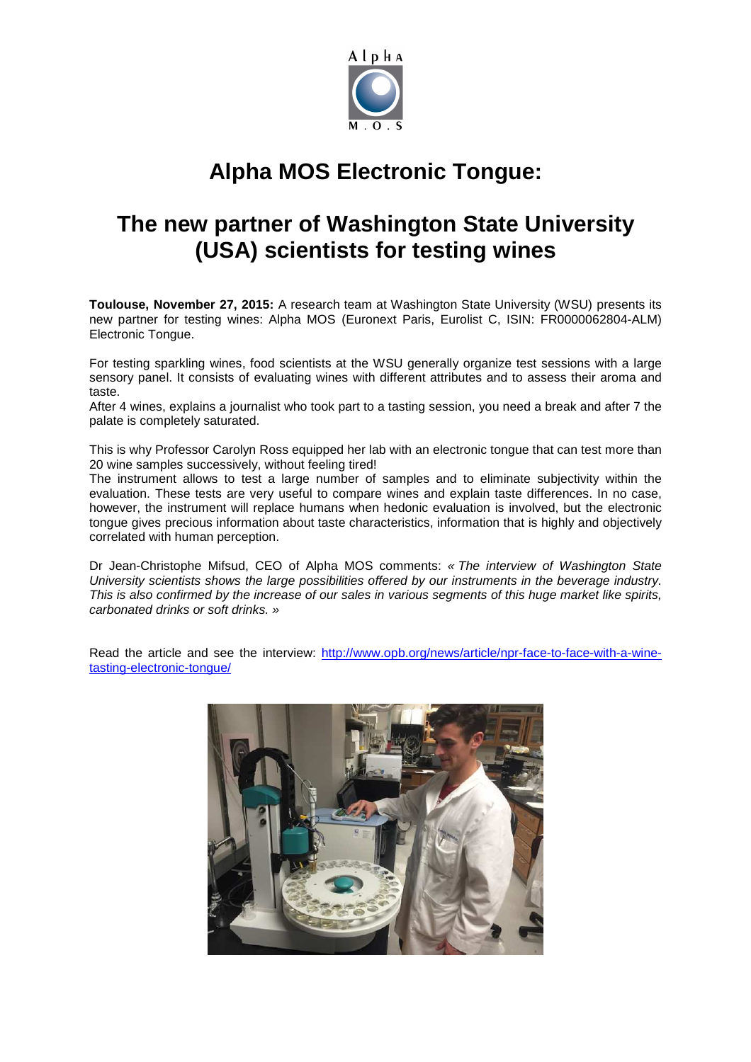# Alpha MOS Electronic Tongue:

# The new partner of Washington State University (USA) scientists for testing wines

**Toulouse, November 27, 2015:** A research team at Washington State University (WSU) presents its new partner for testing wines: Alpha MOS (Euronext Paris, Eurolist C, ISIN: FR0000062804-ALM) Electronic Tongue.

For testing sparkling wines, food scientists at the WSU generally organize test sessions with a large sensory panel. It consists of evaluating wines with different attributes and to assess their aroma and taste.
After 4 wines, explains a journalist who took part to a tasting session, you need a break and after 7 the palate is completely saturated.

This is why Professor Carolyn Ross equipped her lab with an electronic tongue that can test more than 20 wine samples successively, without feeling tired!
The instrument allows to test a large number of samples and to eliminate subjectivity within the evaluation. These tests are very useful to compare wines and explain taste differences. In no case, however, the instrument will replace humans when hedonic evaluation is involved, but the electronic tongue gives precious information about taste characteristics, information that is highly and objectively correlated with human perception.

Dr Jean-Christophe Mifsud, CEO of Alpha MOS comments: *« The interview of Washington State University scientists shows the large possibilities offered by our instruments in the beverage industry. This is also confirmed by the increase of our sales in various segments of this huge market like spirits, carbonated drinks or soft drinks. »*

Read the article and see the interview: [http://www.opb.org/news/article/npr-face-to-face-with-a-wine-tasting-electronic-tongue/](http://www.opb.org/news/article/npr-face-to-face-with-a-wine-tasting-electronic-tongue/)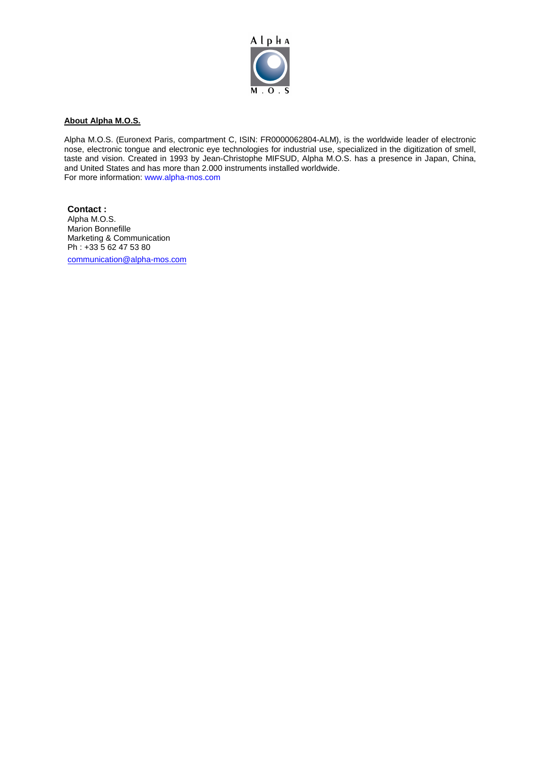**About Alpha M.O.S.**

Alpha M.O.S. (Euronext Paris, compartment C, ISIN: FR0000062804-ALM), is the worldwide leader of electronic nose, electronic tongue and electronic eye technologies for industrial use, specialized in the digitization of smell, taste and vision. Created in 1993 by Jean-Christophe MIFSUD, Alpha M.O.S. has a presence in Japan, China, and United States and has more than 2.000 instruments installed worldwide.
For more information: www.alpha-mos.com

**Contact :**
Alpha M.O.S.
Marion Bonnefille
Marketing & Communication
Ph : +33 5 62 47 53 80
communication@alpha-mos.com